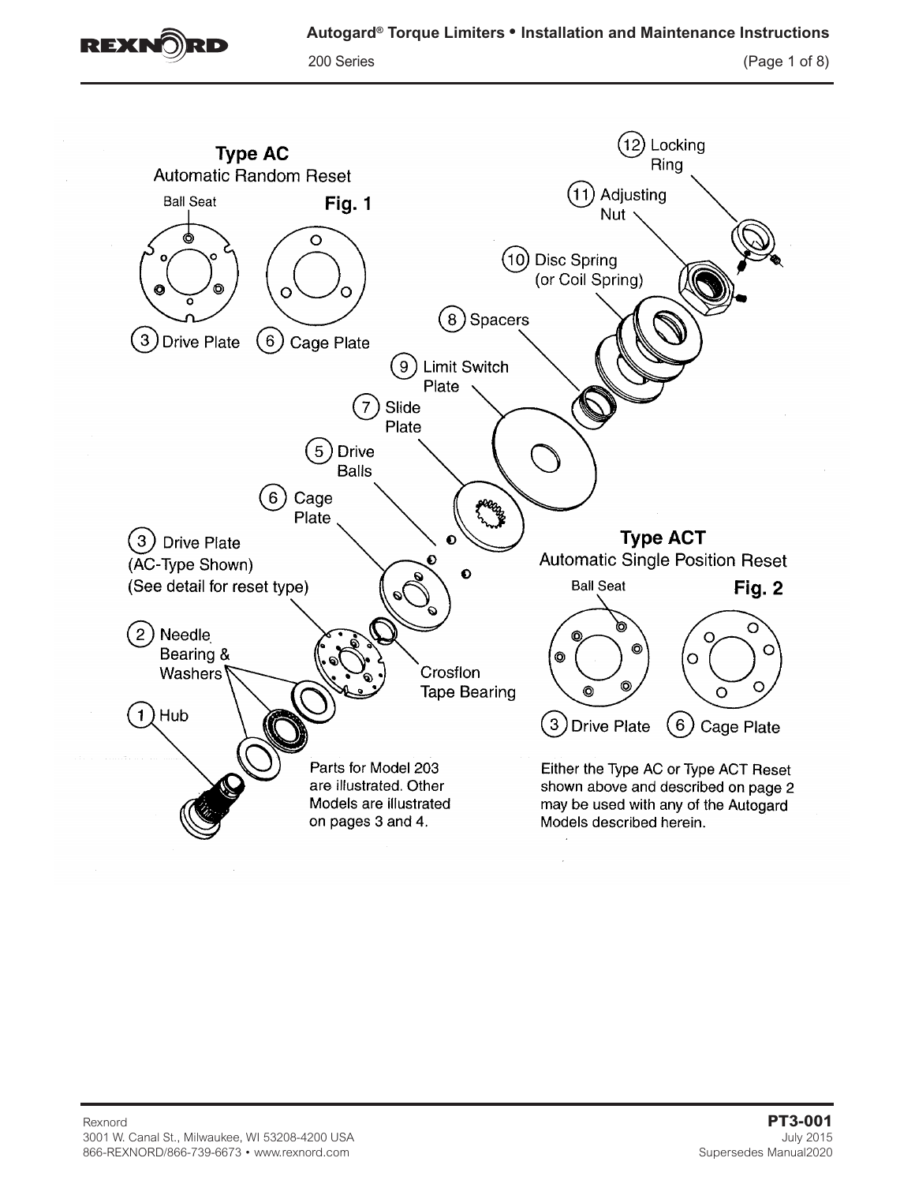## Type AC
Automatic Random Reset

**Fig. 1**

Ball Seat

(3) Drive Plate (6) Cage Plate

(12) Locking Ring

(11) Adjusting Nut

(10) Disc Spring (or Coil Spring)

(8) Spacers

(9) Limit Switch Plate

(7) Slide Plate

(5) Drive Balls

(6) Cage Plate

(3) Drive Plate (AC-Type Shown) (See detail for reset type)

(2) Needle Bearing & Washers

(1) Hub

Crosflon Tape Bearing

Parts for Model 203 are illustrated. Other Models are illustrated on pages 3 and 4.

## Type ACT
Automatic Single Position Reset

**Fig. 2**

Ball Seat

(3) Drive Plate (6) Cage Plate

Either the Type AC or Type ACT Reset shown above and described on page 2 may be used with any of the Autogard Models described herein.

Rexnord
3001 W. Canal St., Milwaukee, WI 53208-4200 USA
866-REXNORD/866-739-6673 • www.rexnord.com

**PT3-001**
July 2015
Supersedes Manual2020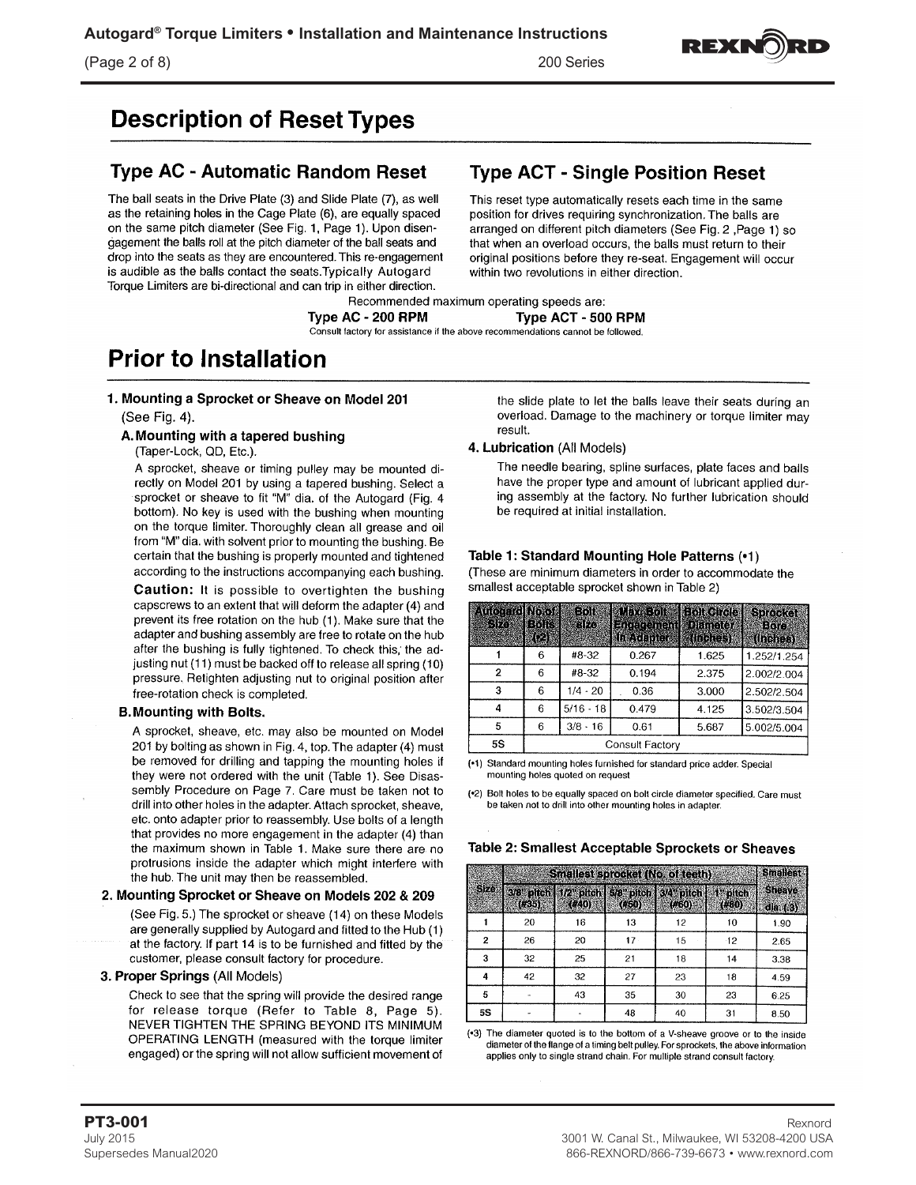# Description of Reset Types

## Type AC - Automatic Random Reset

The ball seats in the Drive Plate (3) and Slide Plate (7), as well as the retaining holes in the Cage Plate (6), are equally spaced on the same pitch diameter (See Fig. 1, Page 1). Upon disengagement the balls roll at the pitch diameter of the ball seats and drop into the seats as they are encountered. This re-engagement is audible as the balls contact the seats. Typically Autogard Torque Limiters are bi-directional and can trip in either direction.

## Type ACT - Single Position Reset

This reset type automatically resets each time in the same position for drives requiring synchronization. The balls are arranged on different pitch diameters (See Fig. 2 ,Page 1) so that when an overload occurs, the balls must return to their original positions before they re-seat. Engagement will occur within two revolutions in either direction.

Recommended maximum operating speeds are:

**Type AC - 200 RPM** **Type ACT - 500 RPM**

Consult factory for assistance if the above recommendations cannot be followed.

# Prior to Installation

### 1. Mounting a Sprocket or Sheave on Model 201

(See Fig. 4).

**A. Mounting with a tapered bushing**

(Taper-Lock, QD, Etc.).

A sprocket, sheave or timing pulley may be mounted directly on Model 201 by using a tapered bushing. Select a sprocket or sheave to fit "M" dia. of the Autogard (Fig. 4 bottom). No key is used with the bushing when mounting on the torque limiter. Thoroughly clean all grease and oil from "M" dia. with solvent prior to mounting the bushing. Be certain that the bushing is properly mounted and tightened according to the instructions accompanying each bushing.

**Caution:** It is possible to overtighten the bushing capscrews to an extent that will deform the adapter (4) and prevent its free rotation on the hub (1). Make sure that the adapter and bushing assembly are free to rotate on the hub after the bushing is fully tightened. To check this, the adjusting nut (11) must be backed off to release all spring (10) pressure. Retighten adjusting nut to original position after free-rotation check is completed.

**B. Mounting with Bolts.**

A sprocket, sheave, etc. may also be mounted on Model 201 by bolting as shown in Fig. 4, top. The adapter (4) must be removed for drilling and tapping the mounting holes if they were not ordered with the unit (Table 1). See Disassembly Procedure on Page 7. Care must be taken not to drill into other holes in the adapter. Attach sprocket, sheave, etc. onto adapter prior to reassembly. Use bolts of a length that provides no more engagement in the adapter (4) than the maximum shown in Table 1. Make sure there are no protrusions inside the adapter which might interfere with the hub. The unit may then be reassembled.

### 2. Mounting Sprocket or Sheave on Models 202 & 209

(See Fig. 5.) The sprocket or sheave (14) on these Models are generally supplied by Autogard and fitted to the Hub (1) at the factory. If part 14 is to be furnished and fitted by the customer, please consult factory for procedure.

### 3. Proper Springs (All Models)

Check to see that the spring will provide the desired range for release torque (Refer to Table 8, Page 5). NEVER TIGHTEN THE SPRING BEYOND ITS MINIMUM OPERATING LENGTH (measured with the torque limiter engaged) or the spring will not allow sufficient movement of the slide plate to let the balls leave their seats during an overload. Damage to the machinery or torque limiter may result.

### 4. Lubrication (All Models)

The needle bearing, spline surfaces, plate faces and balls have the proper type and amount of lubricant applied during assembly at the factory. No further lubrication should be required at initial installation.

**Table 1: Standard Mounting Hole Patterns (•1)**

(These are minimum diameters in order to accommodate the smallest acceptable sprocket shown in Table 2)

| Autogard Size | No. of Bolts (•2) | Bolt size | Max Bolt Engagement In Adapter | Bolt Circle Diameter (inches) | Sprocket Bore (inches) |
|---|---|---|---|---|---|
| 1 | 6 | #8-32 | 0.267 | 1.625 | 1.252/1.254 |
| 2 | 6 | #8-32 | 0.194 | 2.375 | 2.002/2.004 |
| 3 | 6 | 1/4 - 20 | 0.36 | 3.000 | 2.502/2.504 |
| 4 | 6 | 5/16 - 18 | 0.479 | 4.125 | 3.502/3.504 |
| 5 | 6 | 3/8 - 16 | 0.61 | 5.687 | 5.002/5.004 |
| 5S | Consult Factory | | | | |

(•1) Standard mounting holes furnished for standard price adder. Special mounting holes quoted on request

(•2) Bolt holes to be equally spaced on bolt circle diameter specified. Care must be taken not to drill into other mounting holes in adapter.

**Table 2: Smallest Acceptable Sprockets or Sheaves**

| Size | Smallest sprocket (No. of teeth) | | | | | Smallest Sheave dia. (•3) |
|---|---|---|---|---|---|---|
| | 3/8" pitch (#35) | 1/2" pitch (#40) | 5/8" pitch (#50) | 3/4" pitch (#60) | 1" pitch (#80) | |
| 1 | 20 | 16 | 13 | 12 | 10 | 1.90 |
| 2 | 26 | 20 | 17 | 15 | 12 | 2.65 |
| 3 | 32 | 25 | 21 | 18 | 14 | 3.38 |
| 4 | 42 | 32 | 27 | 23 | 18 | 4.59 |
| 5 | - | 43 | 35 | 30 | 23 | 6.25 |
| 5S | - | - | 48 | 40 | 31 | 8.50 |

(•3) The diameter quoted is to the bottom of a V-sheave groove or to the inside diameter of the flange of a timing belt pulley. For sprockets, the above information applies only to single strand chain. For multiple strand consult factory.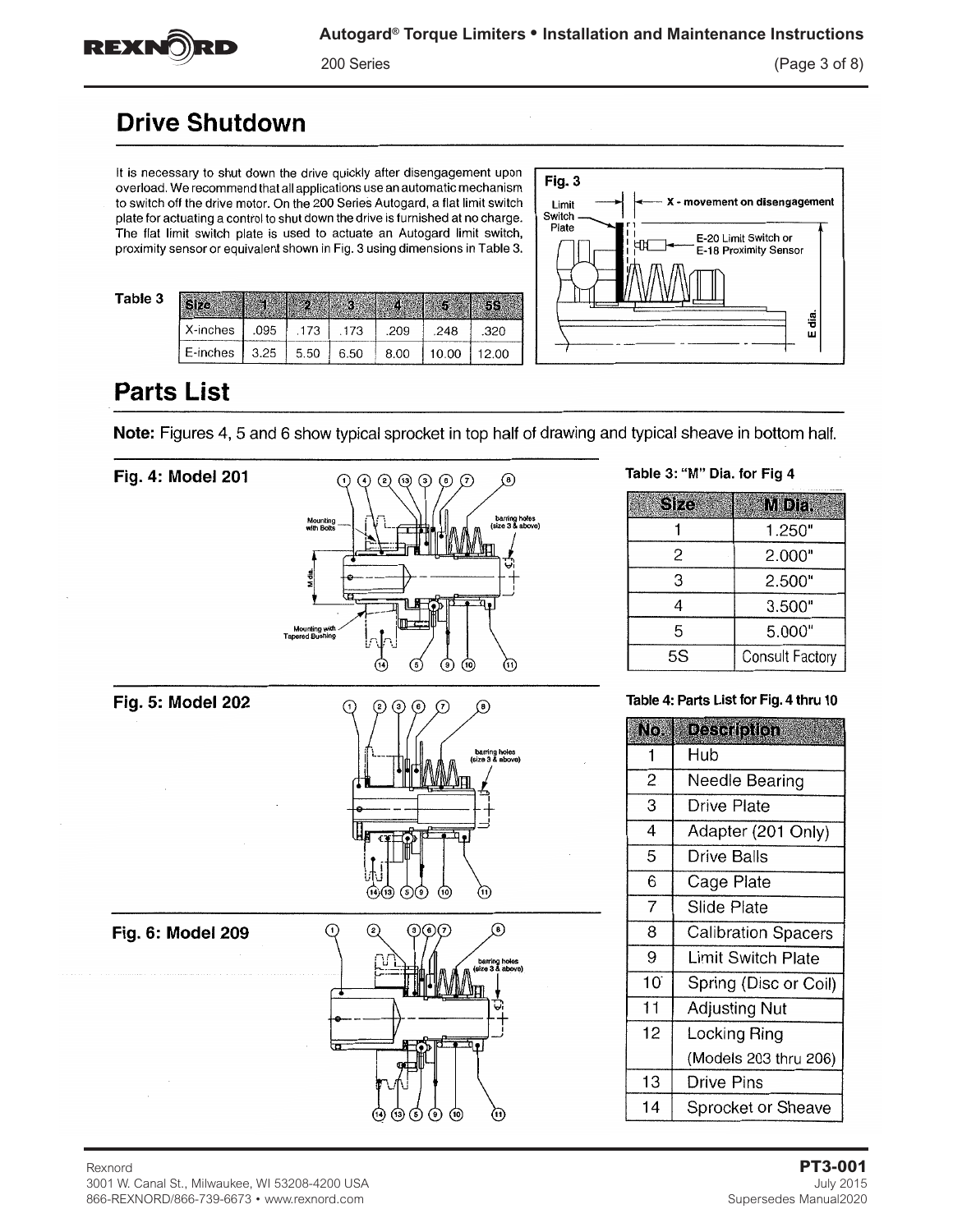## Drive Shutdown

It is necessary to shut down the drive quickly after disengagement upon overload. We recommend that all applications use an automatic mechanism to switch off the drive motor. On the 200 Series Autogard, a flat limit switch plate for actuating a control to shut down the drive is furnished at no charge. The flat limit switch plate is used to actuate an Autogard limit switch, proximity sensor or equivalent shown in Fig. 3 using dimensions in Table 3.

Table 3

| Size | 1 | 2 | 3 | 4 | 5 | 5S |
|---|---|---|---|---|---|---|
| X-inches | .095 | .173 | .173 | .209 | .248 | .320 |
| E-inches | 3.25 | 5.50 | 6.50 | 8.00 | 10.00 | 12.00 |

Fig. 3

## Parts List

**Note:** Figures 4, 5 and 6 show typical sprocket in top half of drawing and typical sheave in bottom half.

**Fig. 4: Model 201**

**Fig. 5: Model 202**

**Fig. 6: Model 209**

Table 3: "M" Dia. for Fig 4

| Size | M Dia. |
|---|---|
| 1 | 1.250" |
| 2 | 2.000" |
| 3 | 2.500" |
| 4 | 3.500" |
| 5 | 5.000" |
| 5S | Consult Factory |

Table 4: Parts List for Fig. 4 thru 10

| No. | Description |
|---|---|
| 1 | Hub |
| 2 | Needle Bearing |
| 3 | Drive Plate |
| 4 | Adapter (201 Only) |
| 5 | Drive Balls |
| 6 | Cage Plate |
| 7 | Slide Plate |
| 8 | Calibration Spacers |
| 9 | Limit Switch Plate |
| 10 | Spring (Disc or Coil) |
| 11 | Adjusting Nut |
| 12 | Locking Ring (Models 203 thru 206) |
| 13 | Drive Pins |
| 14 | Sprocket or Sheave |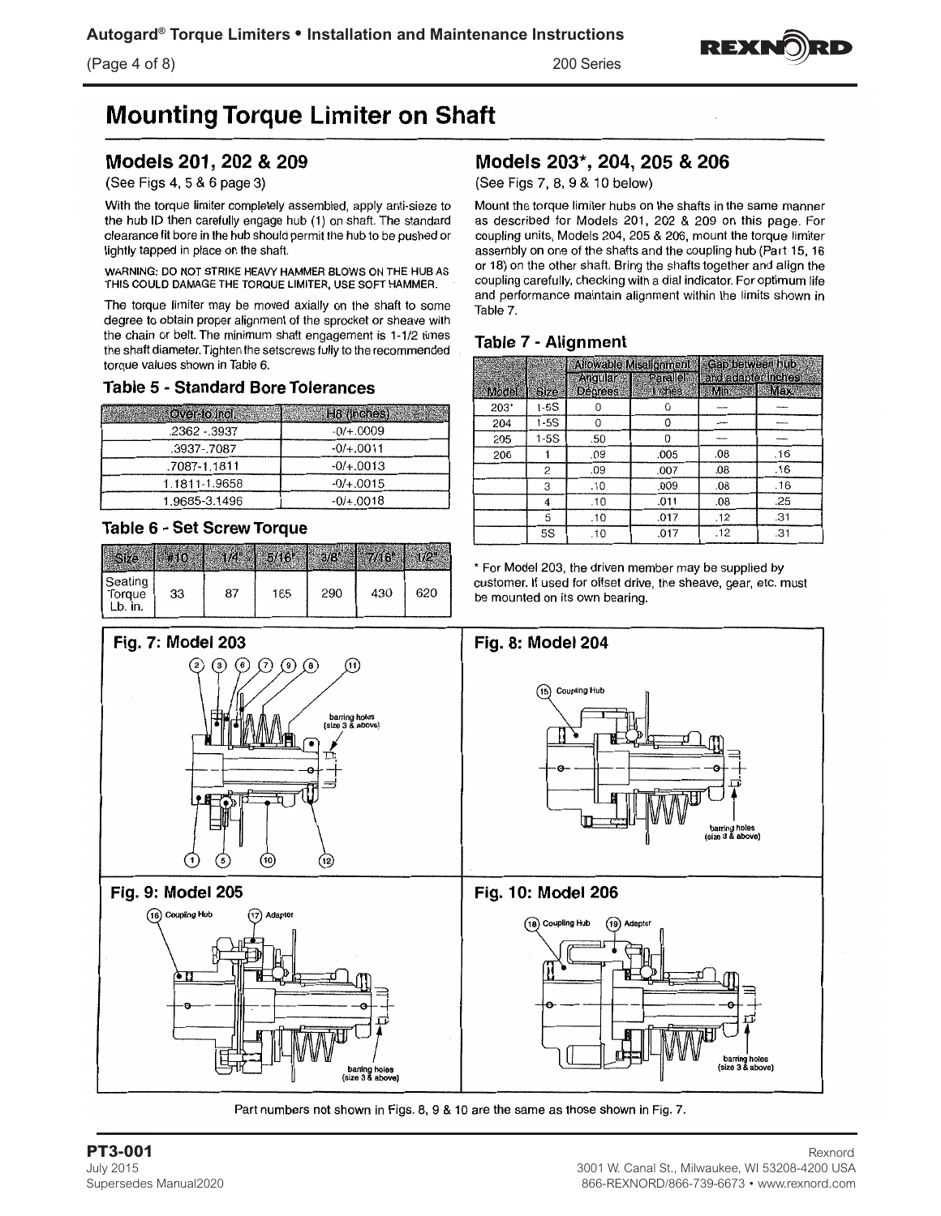# Mounting Torque Limiter on Shaft

## Models 201, 202 & 209

(See Figs 4, 5 & 6 page 3)

With the torque limiter completely assembled, apply anti-sieze to the hub ID then carefully engage hub (1) on shaft. The standard clearance fit bore in the hub should permit the hub to be pushed or lightly tapped in place on the shaft.

WARNING: DO NOT STRIKE HEAVY HAMMER BLOWS ON THE HUB AS THIS COULD DAMAGE THE TORQUE LIMITER, USE SOFT HAMMER.

The torque limiter may be moved axially on the shaft to some degree to obtain proper alignment of the sprocket or sheave with the chain or belt. The minimum shaft engagement is 1-1/2 times the shaft diameter. Tighten the setscrews fully to the recommended torque values shown in Table 6.

### Table 5 - Standard Bore Tolerances

| Over-to incl. | H8 (inches) |
|---|---|
| .2362 -.3937 | -0/+.0009 |
| .3937-.7087 | -0/+.0011 |
| .7087-1.1811 | -0/+.0013 |
| 1.1811-1.9658 | -0/+.0015 |
| 1.9685-3.1496 | -0/+.0018 |

### Table 6 - Set Screw Torque

| Size | #10 | 1/4" | 5/16" | 3/8" | 7/16" | 1/2" |
|---|---|---|---|---|---|---|
| Seating Torque Lb. in. | 33 | 87 | 165 | 290 | 430 | 620 |

## Models 203*, 204, 205 & 206

(See Figs 7, 8, 9 & 10 below)

Mount the torque limiter hubs on the shafts in the same manner as described for Models 201, 202 & 209 on this page. For coupling units, Models 204, 205 & 206, mount the torque limiter assembly on one of the shafts and the coupling hub (Part 15, 16 or 18) on the other shaft. Bring the shafts together and align the coupling carefully, checking with a dial indicator. For optimum life and performance maintain alignment within the limits shown in Table 7.

### Table 7 - Alignment

| | | Allowable Misalignment | | Gap between hub and adapter inches | |
|---|---|---|---|---|---|
| Model | Size | Angular Degrees | Parallel Inches | Min | Max |
| 203* | 1-5S | 0 | 0 | — | — |
| 204 | 1-5S | 0 | 0 | — | — |
| 205 | 1-5S | .50 | 0 | — | — |
| 206 | 1 | .09 | .005 | .08 | .16 |
| | 2 | .09 | .007 | .08 | .16 |
| | 3 | .10 | .009 | .08 | .16 |
| | 4 | .10 | .011 | .08 | .25 |
| | 5 | .10 | .017 | .12 | .31 |
| | 5S | .10 | .017 | .12 | .31 |

\* For Model 203, the driven member may be supplied by customer. If used for offset drive, the sheave, gear, etc. must be mounted on its own bearing.

**Fig. 7: Model 203**

**Fig. 8: Model 204**

**Fig. 9: Model 205**

**Fig. 10: Model 206**

Part numbers not shown in Figs. 8, 9 & 10 are the same as those shown in Fig. 7.

**PT3-001**
July 2015
Supersedes Manual2020

Rexnord
3001 W. Canal St., Milwaukee, WI 53208-4200 USA
866-REXNORD/866-739-6673 • www.rexnord.com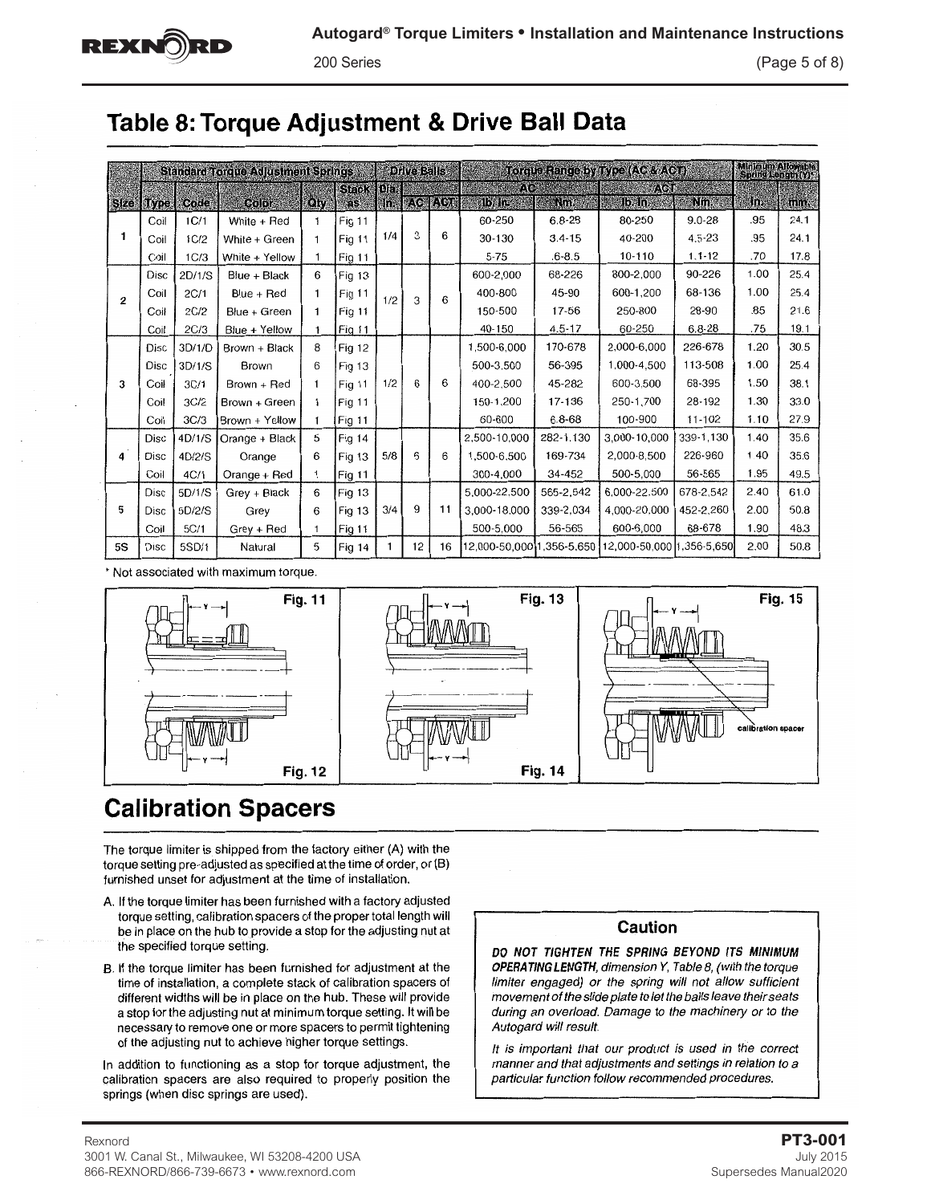## Table 8: Torque Adjustment & Drive Ball Data

| | Standard Torque Adjustment Springs | | | | | Drive Balls | | | Torque Range by Type (AC & ACT) | | | | Minimum Allowable Spring Length (Y)* | |
|---|---|---|---|---|---|---|---|---|---|---|---|---|---|---|
| | | | | | | | | | AC | | ACT | | | |
| Size | Type | Code | Color | Qty | Stack as | Dia In. | AC | ACT | lb. in. | Nm | lb. in. | Nm | In. | mm |
| 1 | Coil | 1C/1 | White + Red | 1 | Fig 11 | 1/4 | 3 | 6 | 60-250 | 6.8-28 | 80-250 | 9.0-28 | .95 | 24.1 |
| | Coil | 1C/2 | White + Green | 1 | Fig 11 | | | | 30-130 | 3.4-15 | 40-200 | 4.5-23 | .95 | 24.1 |
| | Coil | 1C/3 | White + Yellow | 1 | Fig 11 | | | | 5-75 | .6-8.5 | 10-110 | 1.1-12 | .70 | 17.8 |
| 2 | Disc | 2D/1/S | Blue + Black | 6 | Fig 13 | 1/2 | 3 | 6 | 600-2,000 | 68-226 | 800-2,000 | 90-226 | 1.00 | 25.4 |
| | Coil | 2C/1 | Blue + Red | 1 | Fig 11 | | | | 400-800 | 45-90 | 600-1,200 | 68-136 | 1.00 | 25.4 |
| | Coil | 2C/2 | Blue + Green | 1 | Fig 11 | | | | 150-500 | 17-56 | 250-800 | 28-90 | .85 | 21.6 |
| | Coil | 2C/3 | Blue + Yellow | 1 | Fig 11 | | | | 40-150 | 4.5-17 | 60-250 | 6.8-28 | .75 | 19.1 |
| 3 | Disc | 3D/1/D | Brown + Black | 8 | Fig 12 | 1/2 | 6 | 6 | 1,500-6,000 | 170-678 | 2,000-6,000 | 226-678 | 1.20 | 30.5 |
| | Disc | 3D/1/S | Brown | 6 | Fig 13 | | | | 500-3,500 | 56-395 | 1,000-4,500 | 113-508 | 1.00 | 25.4 |
| | Coil | 3C/1 | Brown + Red | 1 | Fig 11 | | | | 400-2,500 | 45-282 | 600-3,500 | 68-395 | 1.50 | 38.1 |
| | Coil | 3C/2 | Brown + Green | 1 | Fig 11 | | | | 150-1,200 | 17-136 | 250-1,700 | 28-192 | 1.30 | 33.0 |
| | Coil | 3C/3 | Brown + Yellow | 1 | Fig 11 | | | | 60-600 | 6.8-68 | 100-900 | 11-102 | 1.10 | 27.9 |
| 4 | Disc | 4D/1/S | Orange + Black | 5 | Fig 14 | 5/8 | 6 | 6 | 2,500-10,000 | 282-1,130 | 3,000-10,000 | 339-1,130 | 1.40 | 35.6 |
| | Disc | 4D/2/S | Orange | 6 | Fig 13 | | | | 1,500-6,500 | 169-734 | 2,000-8,500 | 226-960 | 1.40 | 35.6 |
| | Coil | 4C/1 | Orange + Red | 1 | Fig 11 | | | | 300-4,000 | 34-452 | 500-5,000 | 56-565 | 1.95 | 49.5 |
| 5 | Disc | 5D/1/S | Grey + Black | 6 | Fig 13 | 3/4 | 9 | 11 | 5,000-22,500 | 565-2,542 | 6,000-22,500 | 678-2,542 | 2.40 | 61.0 |
| | Disc | 5D/2/S | Grey | 6 | Fig 13 | | | | 3,000-18,000 | 339-2,034 | 4,000-20,000 | 452-2,260 | 2.00 | 50.8 |
| | Coil | 5C/1 | Grey + Red | 1 | Fig 11 | | | | 500-5,000 | 56-565 | 600-6,000 | 68-678 | 1.90 | 48.3 |
| 5S | Disc | 5SD/1 | Natural | 5 | Fig 14 | 1 | 12 | 16 | 12,000-50,000 | 1,356-5,650 | 12,000-50,000 | 1,356-5,650 | 2.00 | 50.8 |

* Not associated with maximum torque.

Fig. 11

Fig. 12

Fig. 13

Fig. 14

Fig. 15

calibration spacer

## Calibration Spacers

The torque limiter is shipped from the factory either (A) with the torque setting pre-adjusted as specified at the time of order, or (B) furnished unset for adjustment at the time of installation.

A. If the torque limiter has been furnished with a factory adjusted torque setting, calibration spacers of the proper total length will be in place on the hub to provide a stop for the adjusting nut at the specified torque setting.

B. If the torque limiter has been furnished for adjustment at the time of installation, a complete stack of calibration spacers of different widths will be in place on the hub. These will provide a stop for the adjusting nut at minimum torque setting. It will be necessary to remove one or more spacers to permit tightening of the adjusting nut to achieve higher torque settings.

In addition to functioning as a stop for torque adjustment, the calibration spacers are also required to properly position the springs (when disc springs are used).

### Caution

***DO NOT TIGHTEN THE SPRING BEYOND ITS MINIMUM OPERATING LENGTH****, dimension Y, Table 8, (with the torque limiter engaged) or the spring will not allow sufficient movement of the slide plate to let the balls leave their seats during an overload. Damage to the machinery or to the Autogard will result.*

*It is important that our product is used in the correct manner and that adjustments and settings in relation to a particular function follow recommended procedures.*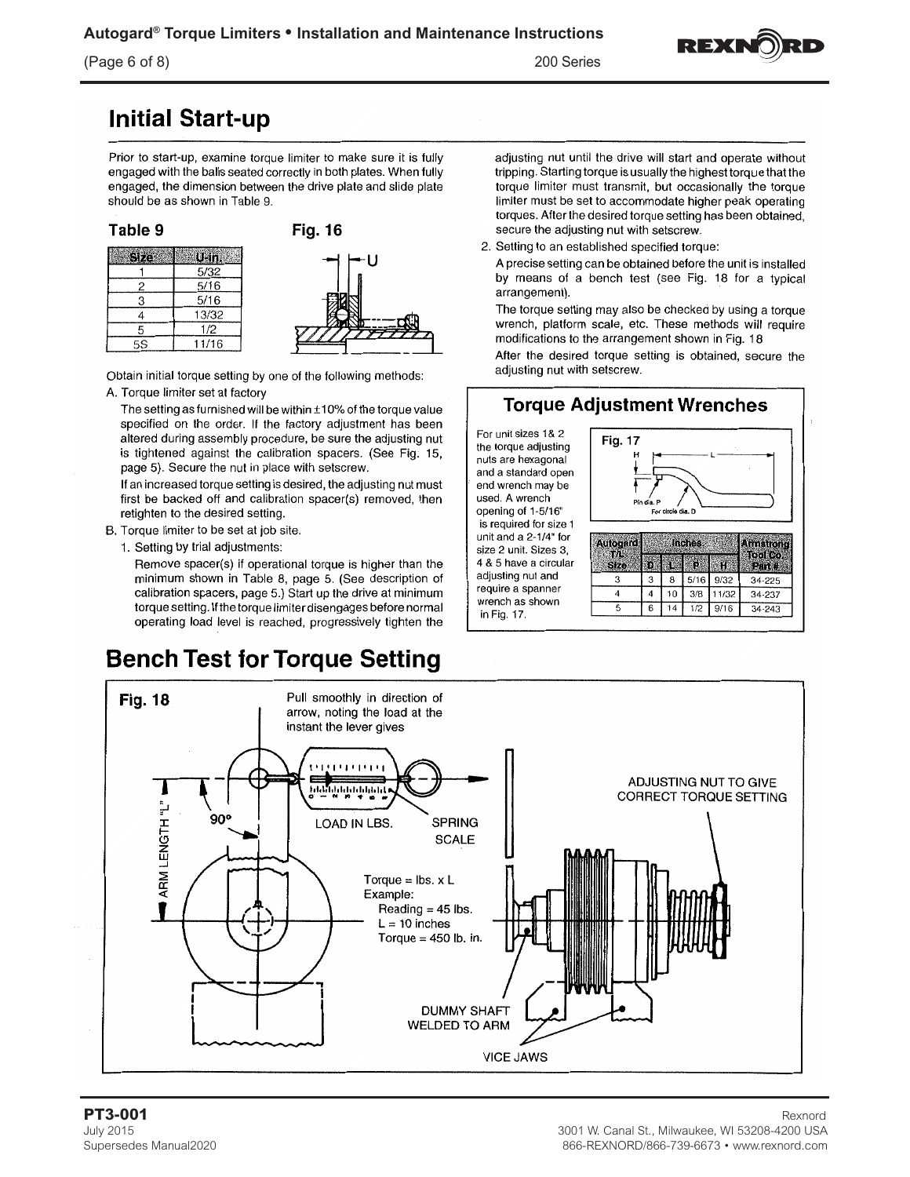# Initial Start-up

Prior to start-up, examine torque limiter to make sure it is fully engaged with the balls seated correctly in both plates. When fully engaged, the dimension between the drive plate and slide plate should be as shown in Table 9.

**Table 9**

| Size | U-in. |
|---|---|
| 1 | 5/32 |
| 2 | 5/16 |
| 3 | 5/16 |
| 4 | 13/32 |
| 5 | 1/2 |
| 5S | 11/16 |

**Fig. 16**

Obtain initial torque setting by one of the following methods:

A. Torque limiter set at factory

The setting as furnished will be within ±10% of the torque value specified on the order. If the factory adjustment has been altered during assembly procedure, be sure the adjusting nut is tightened against the calibration spacers. (See Fig. 15, page 5). Secure the nut in place with setscrew.

If an increased torque setting is desired, the adjusting nut must first be backed off and calibration spacer(s) removed, then retighten to the desired setting.

B. Torque limiter to be set at job site.

1. Setting by trial adjustments:

   Remove spacer(s) if operational torque is higher than the minimum shown in Table 8, page 5. (See description of calibration spacers, page 5.) Start up the drive at minimum torque setting. If the torque limiter disengages before normal operating load level is reached, progressively tighten the adjusting nut until the drive will start and operate without tripping. Starting torque is usually the highest torque that the torque limiter must transmit, but occasionally the torque limiter must be set to accommodate higher peak operating torques. After the desired torque setting has been obtained, secure the adjusting nut with setscrew.

2. Setting to an established specified torque:

   A precise setting can be obtained before the unit is installed by means of a bench test (see Fig. 18 for a typical arrangement).

   The torque setting may also be checked by using a torque wrench, platform scale, etc. These methods will require modifications to the arrangement shown in Fig. 18

   After the desired torque setting is obtained, secure the adjusting nut with setscrew.

## Torque Adjustment Wrenches

For unit sizes 1& 2 the torque adjusting nuts are hexagonal and a standard open end wrench may be used. A wrench opening of 1-5/16" is required for size 1 unit and a 2-1/4" for size 2 unit. Sizes 3, 4 & 5 have a circular adjusting nut and require a spanner wrench as shown in Fig. 17.

**Fig. 17**

| Autogard T/L Size | Inches | | | | Armstrong Tool Co. Part # |
|---|---|---|---|---|---|
| | D | L | P | H | |
| 3 | 3 | 8 | 5/16 | 9/32 | 34-225 |
| 4 | 4 | 10 | 3/8 | 11/32 | 34-237 |
| 5 | 6 | 14 | 1/2 | 9/16 | 34-243 |

# Bench Test for Torque Setting

**Fig. 18**

Pull smoothly in direction of arrow, noting the load at the instant the lever gives

Torque = lbs. x L
Example:
Reading = 45 lbs.
L = 10 inches
Torque = 450 lb. in.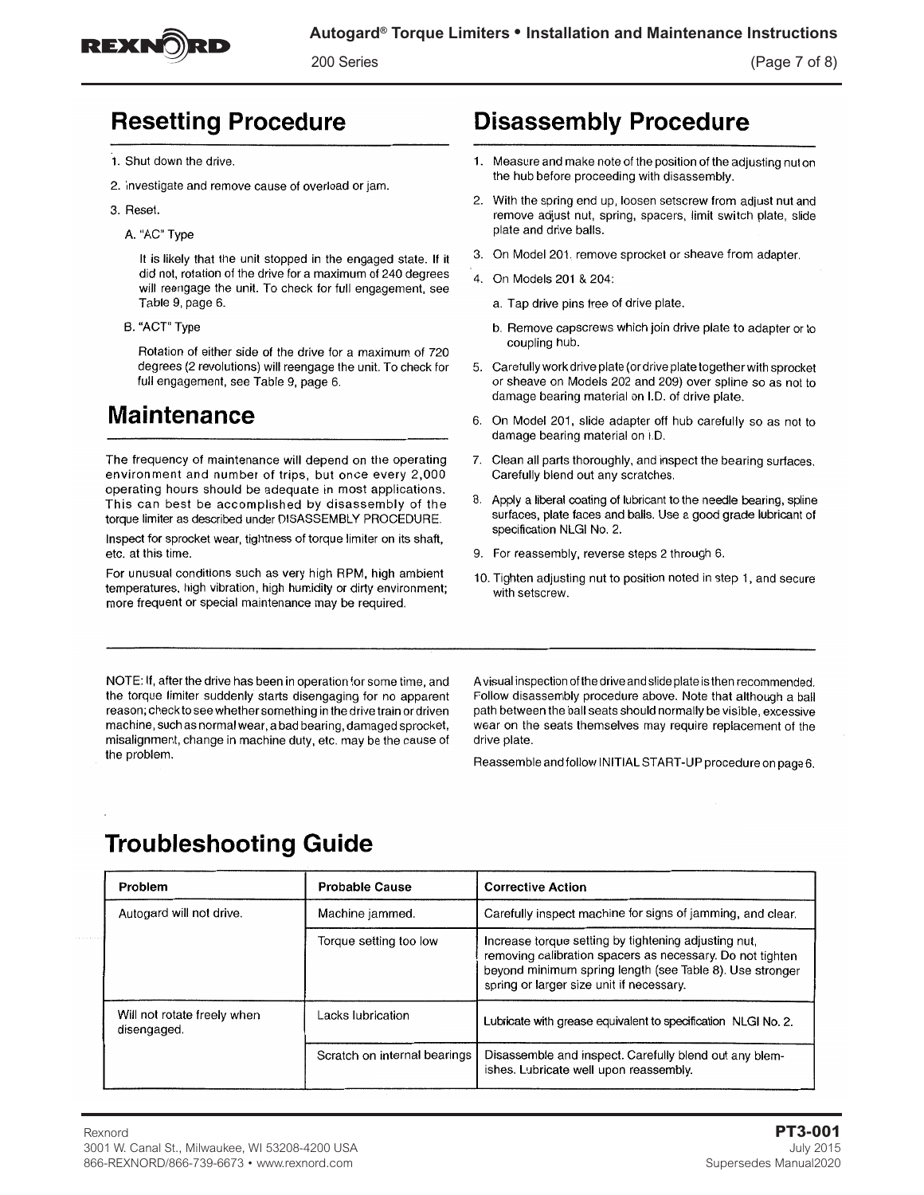## Resetting Procedure

1. Shut down the drive.
2. Investigate and remove cause of overload or jam.
3. Reset.
   - A. "AC" Type

     It is likely that the unit stopped in the engaged state. If it did not, rotation of the drive for a maximum of 240 degrees will reengage the unit. To check for full engagement, see Table 9, page 6.
   - B. "ACT" Type

     Rotation of either side of the drive for a maximum of 720 degrees (2 revolutions) will reengage the unit. To check for full engagement, see Table 9, page 6.

## Maintenance

The frequency of maintenance will depend on the operating environment and number of trips, but once every 2,000 operating hours should be adequate in most applications. This can best be accomplished by disassembly of the torque limiter as described under DISASSEMBLY PROCEDURE.

Inspect for sprocket wear, tightness of torque limiter on its shaft, etc. at this time.

For unusual conditions such as very high RPM, high ambient temperatures, high vibration, high humidity or dirty environment; more frequent or special maintenance may be required.

## Disassembly Procedure

1. Measure and make note of the position of the adjusting nut on the hub before proceeding with disassembly.
2. With the spring end up, loosen setscrew from adjust nut and remove adjust nut, spring, spacers, limit switch plate, slide plate and drive balls.
3. On Model 201, remove sprocket or sheave from adapter.
4. On Models 201 & 204:
   - a. Tap drive pins free of drive plate.
   - b. Remove capscrews which join drive plate to adapter or to coupling hub.
5. Carefully work drive plate (or drive plate together with sprocket or sheave on Models 202 and 209) over spline so as not to damage bearing material on I.D. of drive plate.
6. On Model 201, slide adapter off hub carefully so as not to damage bearing material on I.D.
7. Clean all parts thoroughly, and inspect the bearing surfaces. Carefully blend out any scratches.
8. Apply a liberal coating of lubricant to the needle bearing, spline surfaces, plate faces and balls. Use a good grade lubricant of specification NLGI No. 2.
9. For reassembly, reverse steps 2 through 6.
10. Tighten adjusting nut to position noted in step 1, and secure with setscrew.

NOTE: If, after the drive has been in operation for some time, and the torque limiter suddenly starts disengaging for no apparent reason; check to see whether something in the drive train or driven machine, such as normal wear, a bad bearing, damaged sprocket, misalignment, change in machine duty, etc. may be the cause of the problem.

A visual inspection of the drive and slide plate is then recommended. Follow disassembly procedure above. Note that although a ball path between the ball seats should normally be visible, excessive wear on the seats themselves may require replacement of the drive plate.

Reassemble and follow INITIAL START-UP procedure on page 6.

## Troubleshooting Guide

| Problem | Probable Cause | Corrective Action |
|---|---|---|
| Autogard will not drive. | Machine jammed. | Carefully inspect machine for signs of jamming, and clear. |
| | Torque setting too low | Increase torque setting by tightening adjusting nut, removing calibration spacers as necessary. Do not tighten beyond minimum spring length (see Table 8). Use stronger spring or larger size unit if necessary. |
| Will not rotate freely when disengaged. | Lacks lubrication | Lubricate with grease equivalent to specification NLGI No. 2. |
| | Scratch on internal bearings | Disassemble and inspect. Carefully blend out any blemishes. Lubricate well upon reassembly. |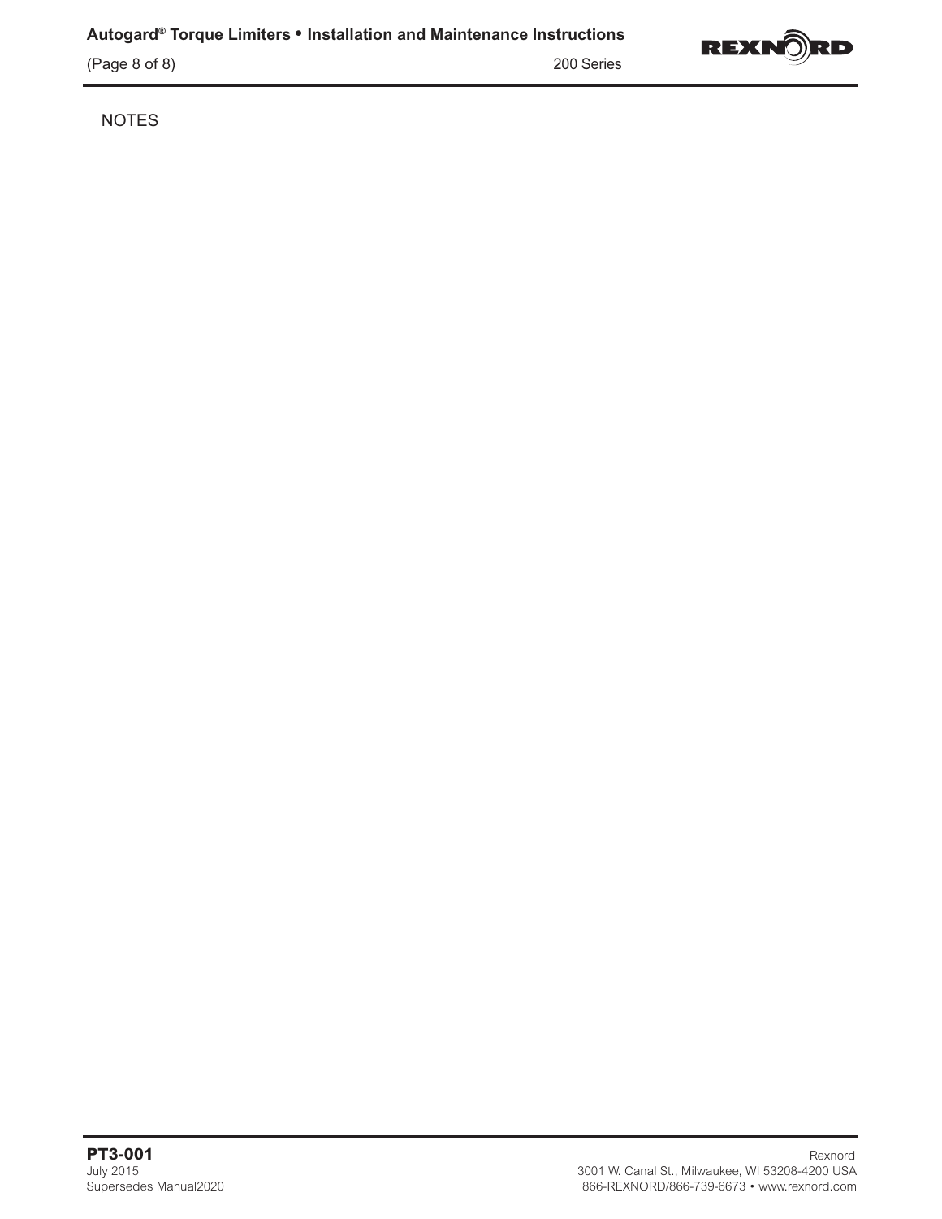NOTES